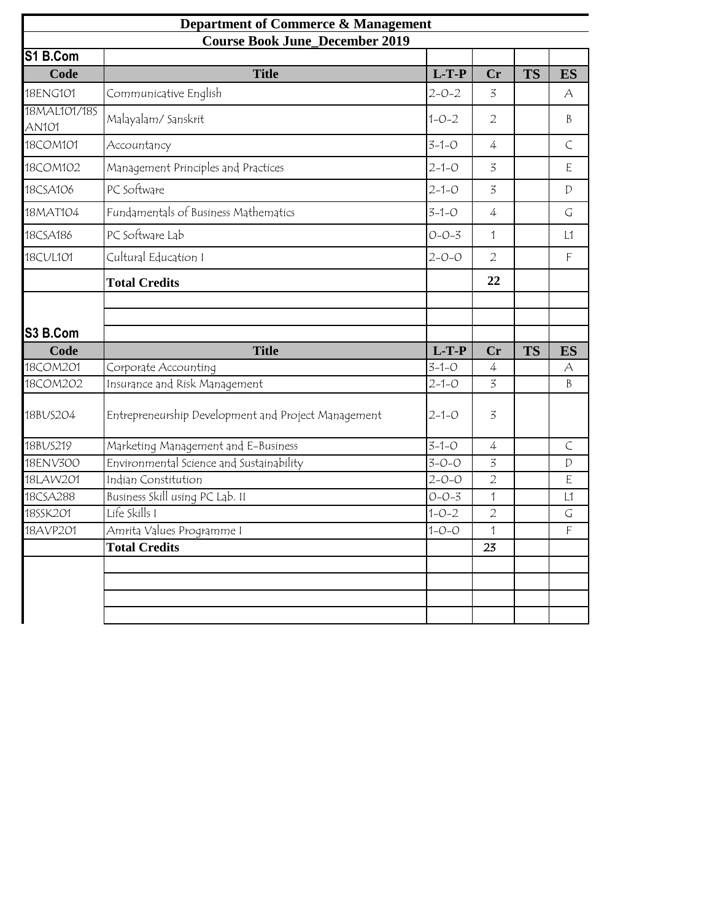# Department of Commerce & Management

## Course Book June_December 2019

### S1 B.Com

| Code | Title | L-T-P | Cr | TS | ES |
|---|---|---|---|---|---|
| 18ENG101 | Communicative English | 2-0-2 | 3 | | A |
| 18MAL101/18SAN101 | Malayalam/ Sanskrit | 1-0-2 | 2 | | B |
| 18COM101 | Accountancy | 3-1-0 | 4 | | C |
| 18COM102 | Management Principles and Practices | 2-1-0 | 3 | | E |
| 18CSA106 | PC Software | 2-1-0 | 3 | | D |
| 18MAT104 | Fundamentals of Business Mathematics | 3-1-0 | 4 | | G |
| 18CSA186 | PC Software Lab | 0-0-3 | 1 | | L1 |
| 18CUL101 | Cultural Education I | 2-0-0 | 2 | | F |
| | **Total Credits** | | **22** | | |

### S3 B.Com

| Code | Title | L-T-P | Cr | TS | ES |
|---|---|---|---|---|---|
| 18COM201 | Corporate Accounting | 3-1-0 | 4 | | A |
| 18COM202 | Insurance and Risk Management | 2-1-0 | 3 | | B |
| 18BUS204 | Entrepreneurship Development and Project Management | 2-1-0 | 3 | | |
| 18BUS219 | Marketing Management and E-Business | 3-1-0 | 4 | | C |
| 18ENV300 | Environmental Science and Sustainability | 3-0-0 | 3 | | D |
| 18LAW201 | Indian Constitution | 2-0-0 | 2 | | E |
| 18CSA288 | Business Skill using PC Lab. II | 0-0-3 | 1 | | L1 |
| 18SSK201 | Life Skills I | 1-0-2 | 2 | | G |
| 18AVP201 | Amrita Values Programme I | 1-0-0 | 1 | | F |
| | **Total Credits** | | 23 | | |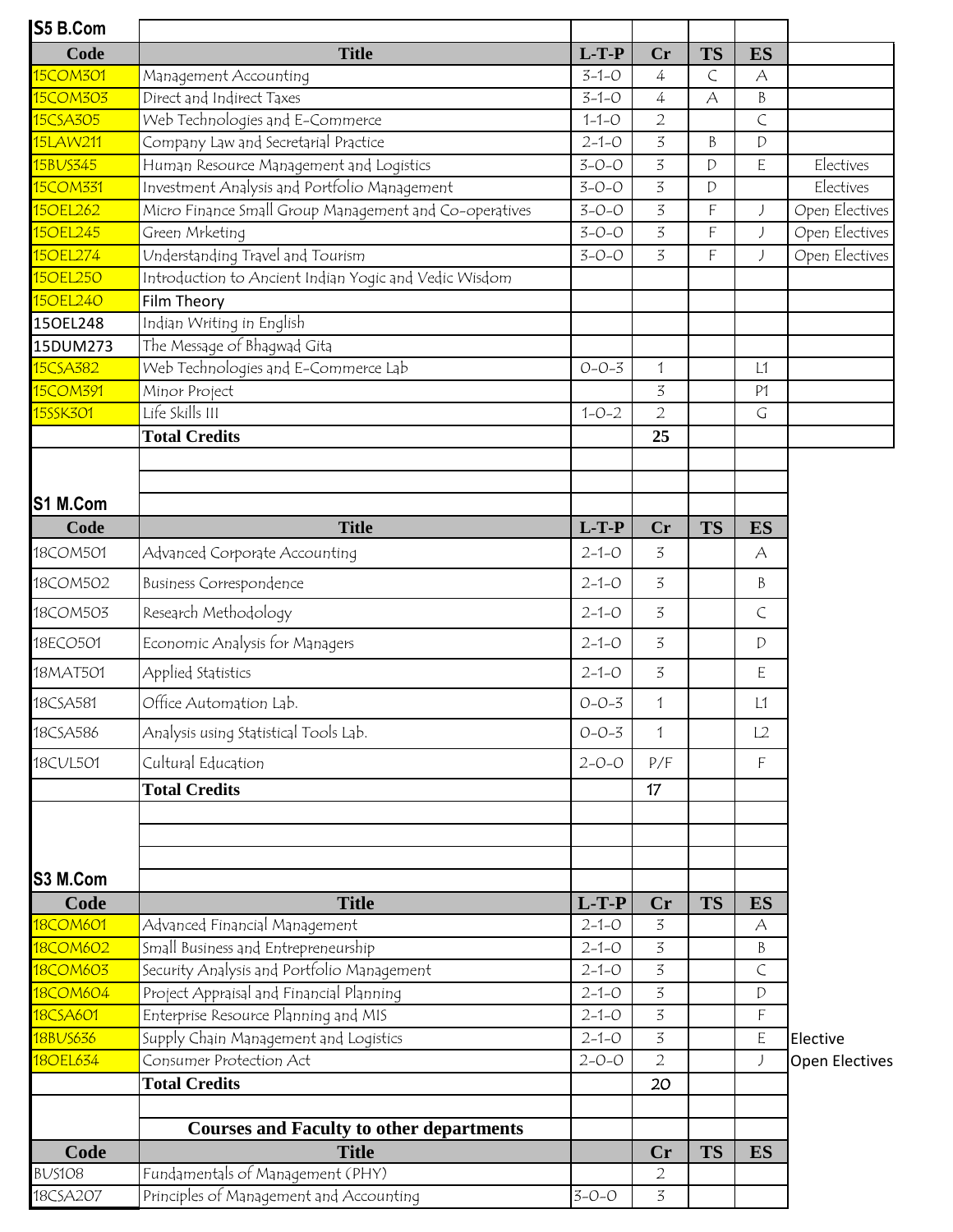## S5 B.Com

| Code | Title | L-T-P | Cr | TS | ES | |
|---|---|---|---|---|---|---|
| 15COM301 | Management Accounting | 3-1-0 | 4 | C | A | |
| 15COM303 | Direct and Indirect Taxes | 3-1-0 | 4 | A | B | |
| 15CSA305 | Web Technologies and E-Commerce | 1-1-0 | 2 | | C | |
| 15LAW211 | Company Law and Secretarial Practice | 2-1-0 | 3 | B | D | |
| 15BUS345 | Human Resource Management and Logistics | 3-0-0 | 3 | D | E | Electives |
| 15COM331 | Investment Analysis and Portfolio Management | 3-0-0 | 3 | D | | Electives |
| 15OEL262 | Micro Finance Small Group Management and Co-operatives | 3-0-0 | 3 | F | J | Open Electives |
| 15OEL245 | Green Mrketing | 3-0-0 | 3 | F | J | Open Electives |
| 15OEL274 | Understanding Travel and Tourism | 3-0-0 | 3 | F | J | Open Electives |
| 15OEL250 | Introduction to Ancient Indian Yogic and Vedic Wisdom | | | | | |
| 15OEL240 | Film Theory | | | | | |
| 15OEL248 | Indian Writing in English | | | | | |
| 15DUM273 | The Message of Bhagwad Gita | | | | | |
| 15CSA382 | Web Technologies and E-Commerce Lab | 0-0-3 | 1 | | L1 | |
| 15COM391 | Minor Project | | 3 | | P1 | |
| 15SSK301 | Life Skills III | 1-0-2 | 2 | | G | |
| | **Total Credits** | | **25** | | | |

## S1 M.Com

| Code | Title | L-T-P | Cr | TS | ES |
|---|---|---|---|---|---|
| 18COM501 | Advanced Corporate Accounting | 2-1-0 | 3 | | A |
| 18COM502 | Business Correspondence | 2-1-0 | 3 | | B |
| 18COM503 | Research Methodology | 2-1-0 | 3 | | C |
| 18ECO501 | Economic Analysis for Managers | 2-1-0 | 3 | | D |
| 18MAT501 | Applied Statistics | 2-1-0 | 3 | | E |
| 18CSA581 | Office Automation Lab. | 0-0-3 | 1 | | L1 |
| 18CSA586 | Analysis using Statistical Tools Lab. | 0-0-3 | 1 | | L2 |
| 18CUL501 | Cultural Education | 2-0-0 | P/F | | F |
| | **Total Credits** | | 17 | | |

## S3 M.Com

| Code | Title | L-T-P | Cr | TS | ES | |
|---|---|---|---|---|---|---|
| 18COM601 | Advanced Financial Management | 2-1-0 | 3 | | A | |
| 18COM602 | Small Business and Entrepreneurship | 2-1-0 | 3 | | B | |
| 18COM603 | Security Analysis and Portfolio Management | 2-1-0 | 3 | | C | |
| 18COM604 | Project Appraisal and Financial Planning | 2-1-0 | 3 | | D | |
| 18CSA601 | Enterprise Resource Planning and MIS | 2-1-0 | 3 | | F | |
| 18BUS636 | Supply Chain Management and Logistics | 2-1-0 | 3 | | E | Elective |
| 18OEL634 | Consumer Protection Act | 2-0-0 | 2 | | J | Open Electives |
| | **Total Credits** | | 20 | | | |

**Courses and Faculty to other departments**

| Code | Title | L-T-P | Cr | TS | ES |
|---|---|---|---|---|---|
| BUS108 | Fundamentals of Management (PHY) | | 2 | | |
| 18CSA207 | Principles of Management and Accounting | 3-0-0 | 3 | | |